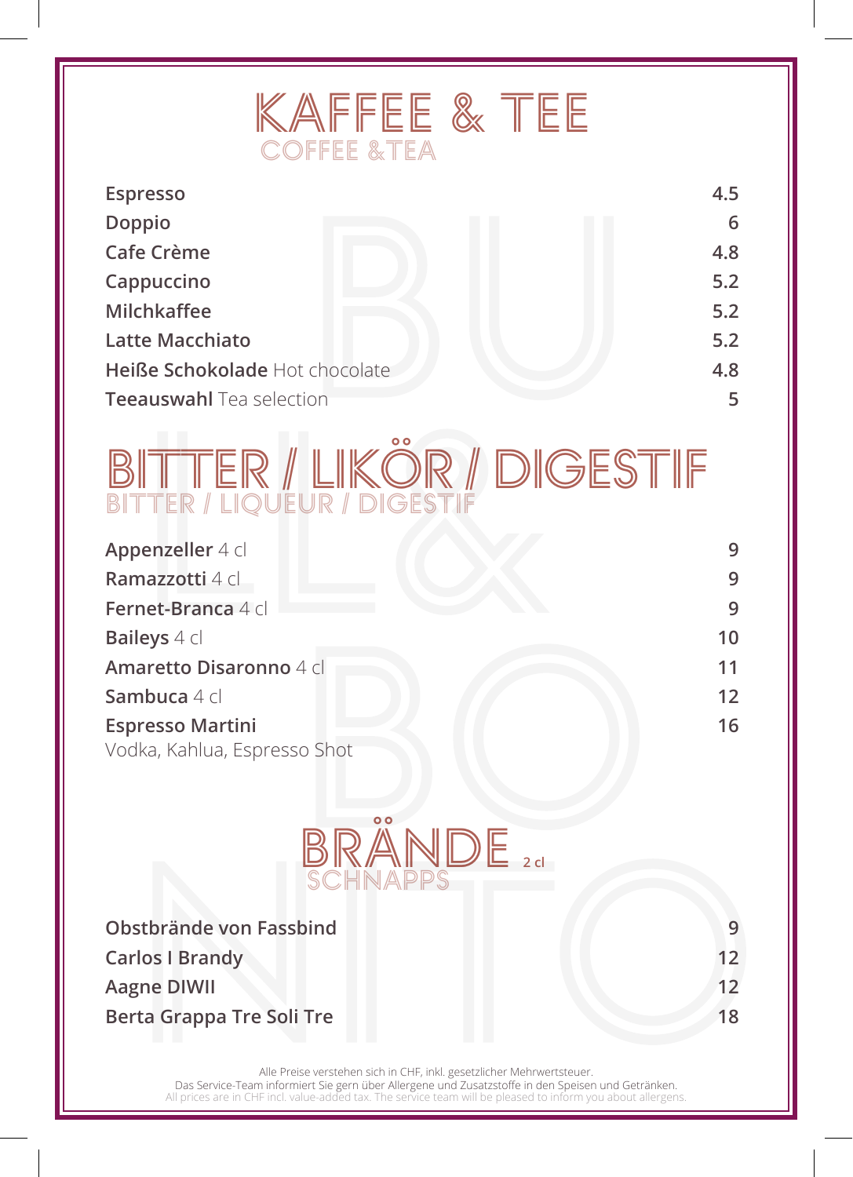# KAFFEE & TEE

## COFFEE & TEA

| | |
|---|---|
| **Espresso** | 4.5 |
| **Doppio** | 6 |
| **Cafe Crème** | 4.8 |
| **Cappuccino** | 5.2 |
| **Milchkaffee** | 5.2 |
| **Latte Macchiato** | 5.2 |
| **Heiße Schokolade** Hot chocolate | 4.8 |
| **Teeauswahl** Tea selection | 5 |

# BITTER / LIKÖR / DIGESTIF

## BITTER / LIQUEUR / DIGESTIF

| | |
|---|---|
| **Appenzeller** 4 cl | 9 |
| **Ramazzotti** 4 cl | 9 |
| **Fernet-Branca** 4 cl | 9 |
| **Baileys** 4 cl | 10 |
| **Amaretto Disaronno** 4 cl | 11 |
| **Sambuca** 4 cl | 12 |
| **Espresso Martini**<br>Vodka, Kahlua, Espresso Shot | 16 |

# BRÄNDE 2 cl

## SCHNAPPS

| | |
|---|---|
| **Obstbrände von Fassbind** | 9 |
| **Carlos I Brandy** | 12 |
| **Aagne DIWII** | 12 |
| **Berta Grappa Tre Soli Tre** | 18 |

Alle Preise verstehen sich in CHF, inkl. gesetzlicher Mehrwertsteuer.
Das Service-Team informiert Sie gern über Allergene und Zusatzstoffe in den Speisen und Getränken.
All prices are in CHF incl. value-added tax. The service team will be pleased to inform you about allergens.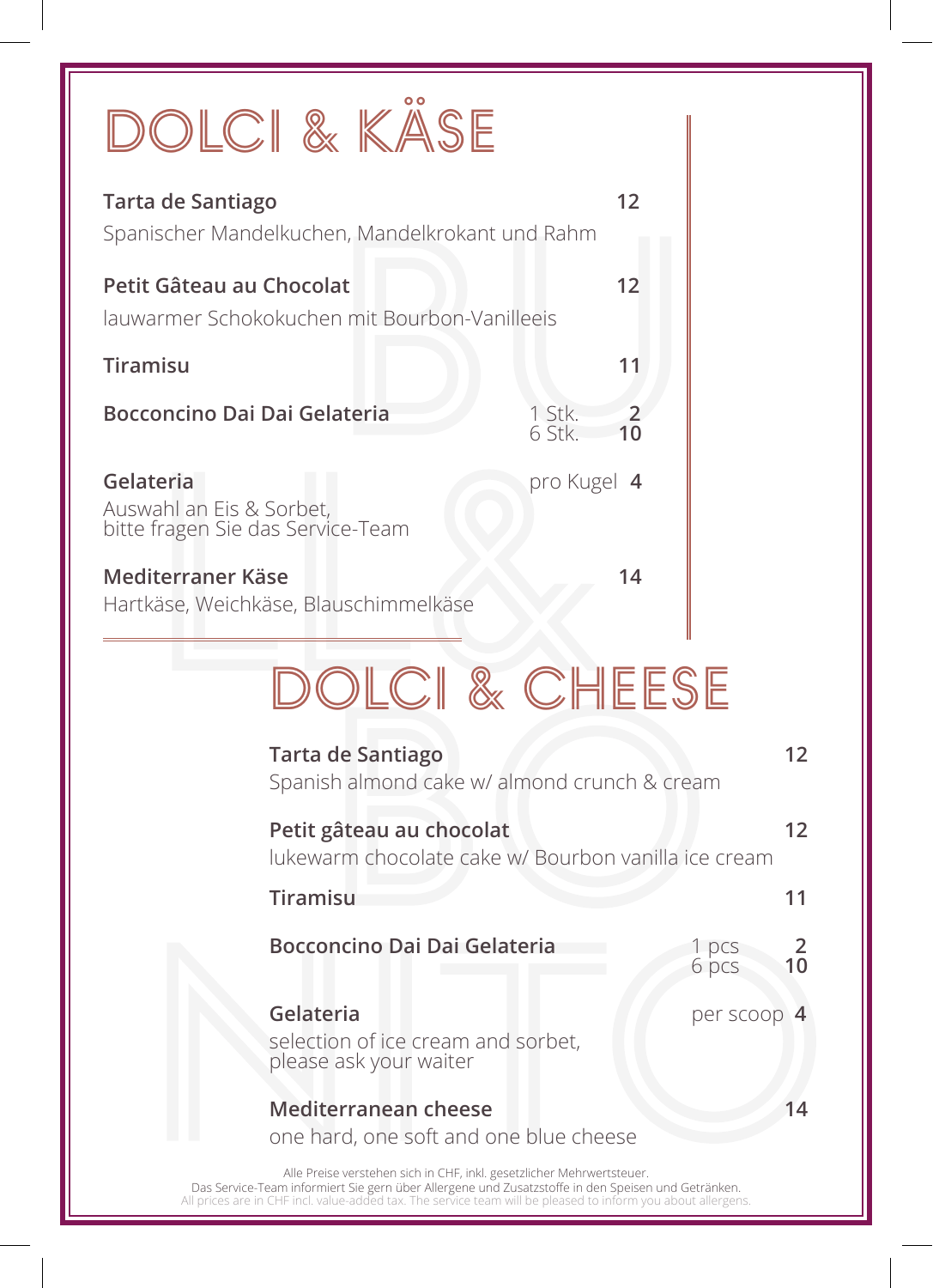# DOLCI & KÄSE

**Tarta de Santiago** 12
Spanischer Mandelkuchen, Mandelkrokant und Rahm

**Petit Gâteau au Chocolat** 12
lauwarmer Schokokuchen mit Bourbon-Vanilleeis

**Tiramisu** 11

**Bocconcino Dai Dai Gelateria** 1 Stk. **2** / 6 Stk. **10**

**Gelateria** pro Kugel **4**
Auswahl an Eis & Sorbet,
bitte fragen Sie das Service-Team

**Mediterraner Käse** 14
Hartkäse, Weichkäse, Blauschimmelkäse

# DOLCI & CHEESE

**Tarta de Santiago** 12
Spanish almond cake w/ almond crunch & cream

**Petit gâteau au chocolat** 12
lukewarm chocolate cake w/ Bourbon vanilla ice cream

**Tiramisu** 11

**Bocconcino Dai Dai Gelateria** 1 pcs **2** / 6 pcs **10**

**Gelateria** per scoop **4**
selection of ice cream and sorbet,
please ask your waiter

**Mediterranean cheese** 14
one hard, one soft and one blue cheese

Alle Preise verstehen sich in CHF, inkl. gesetzlicher Mehrwertsteuer.
Das Service-Team informiert Sie gern über Allergene und Zusatzstoffe in den Speisen und Getränken.
All prices are in CHF incl. value-added tax. The service team will be pleased to inform you about allergens.